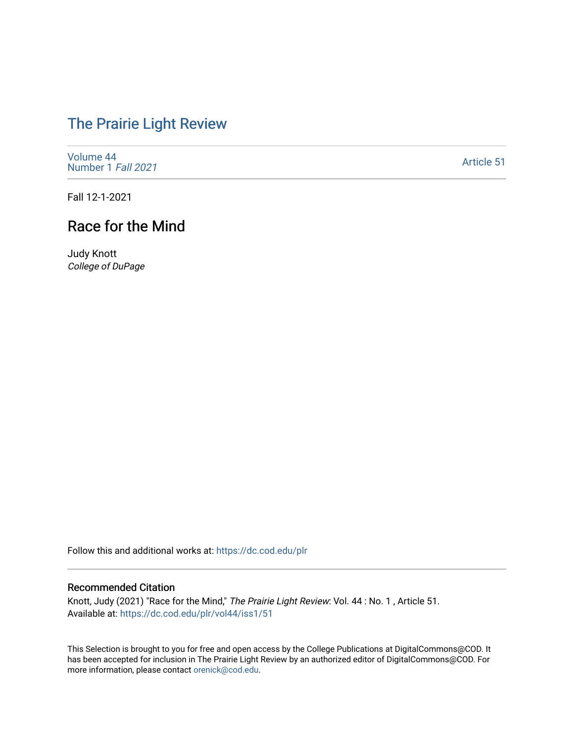# The Prairie Light Review

Volume 44
Number 1 *Fall 2021*

Article 51

Fall 12-1-2021

## Race for the Mind

Judy Knott
*College of DuPage*

Follow this and additional works at: https://dc.cod.edu/plr

### Recommended Citation

Knott, Judy (2021) "Race for the Mind," *The Prairie Light Review*: Vol. 44 : No. 1 , Article 51.
Available at: https://dc.cod.edu/plr/vol44/iss1/51

This Selection is brought to you for free and open access by the College Publications at DigitalCommons@COD. It has been accepted for inclusion in The Prairie Light Review by an authorized editor of DigitalCommons@COD. For more information, please contact orenick@cod.edu.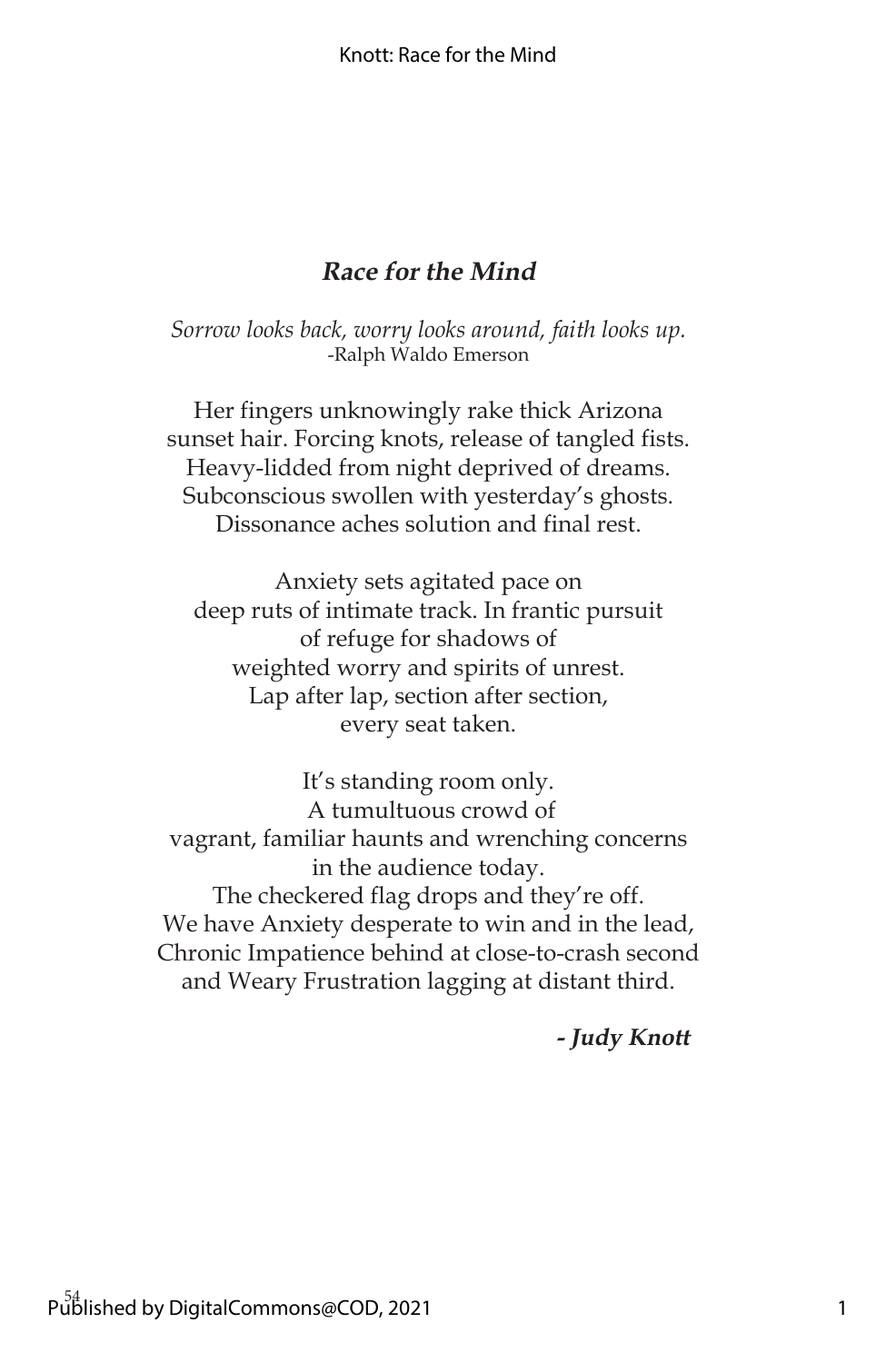## ***Race for the Mind***

*Sorrow looks back, worry looks around, faith looks up.*
-Ralph Waldo Emerson

Her fingers unknowingly rake thick Arizona
sunset hair. Forcing knots, release of tangled fists.
Heavy-lidded from night deprived of dreams.
Subconscious swollen with yesterday's ghosts.
Dissonance aches solution and final rest.

Anxiety sets agitated pace on
deep ruts of intimate track. In frantic pursuit
of refuge for shadows of
weighted worry and spirits of unrest.
Lap after lap, section after section,
every seat taken.

It's standing room only.
A tumultuous crowd of
vagrant, familiar haunts and wrenching concerns
in the audience today.
The checkered flag drops and they're off.
We have Anxiety desperate to win and in the lead,
Chronic Impatience behind at close-to-crash second
and Weary Frustration lagging at distant third.

***- Judy Knott***